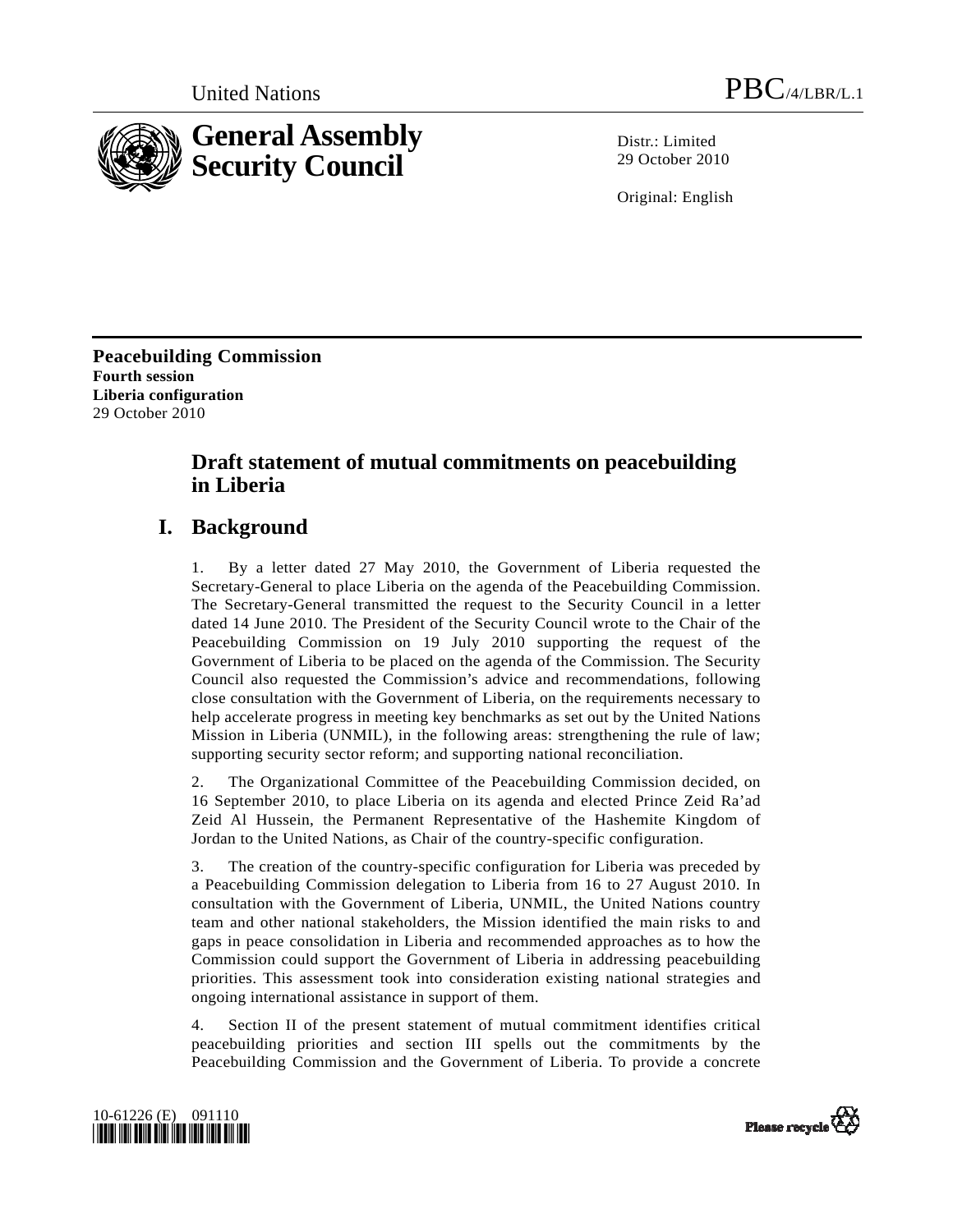United Nations PBC/4/LBR/L.1

# General Assembly Security Council

Distr.: Limited
29 October 2010

Original: English

**Peacebuilding Commission**
**Fourth session**
**Liberia configuration**
29 October 2010

## Draft statement of mutual commitments on peacebuilding in Liberia

## I. Background

1. By a letter dated 27 May 2010, the Government of Liberia requested the Secretary-General to place Liberia on the agenda of the Peacebuilding Commission. The Secretary-General transmitted the request to the Security Council in a letter dated 14 June 2010. The President of the Security Council wrote to the Chair of the Peacebuilding Commission on 19 July 2010 supporting the request of the Government of Liberia to be placed on the agenda of the Commission. The Security Council also requested the Commission's advice and recommendations, following close consultation with the Government of Liberia, on the requirements necessary to help accelerate progress in meeting key benchmarks as set out by the United Nations Mission in Liberia (UNMIL), in the following areas: strengthening the rule of law; supporting security sector reform; and supporting national reconciliation.

2. The Organizational Committee of the Peacebuilding Commission decided, on 16 September 2010, to place Liberia on its agenda and elected Prince Zeid Ra'ad Zeid Al Hussein, the Permanent Representative of the Hashemite Kingdom of Jordan to the United Nations, as Chair of the country-specific configuration.

3. The creation of the country-specific configuration for Liberia was preceded by a Peacebuilding Commission delegation to Liberia from 16 to 27 August 2010. In consultation with the Government of Liberia, UNMIL, the United Nations country team and other national stakeholders, the Mission identified the main risks to and gaps in peace consolidation in Liberia and recommended approaches as to how the Commission could support the Government of Liberia in addressing peacebuilding priorities. This assessment took into consideration existing national strategies and ongoing international assistance in support of them.

4. Section II of the present statement of mutual commitment identifies critical peacebuilding priorities and section III spells out the commitments by the Peacebuilding Commission and the Government of Liberia. To provide a concrete

10-61226 (E) 091110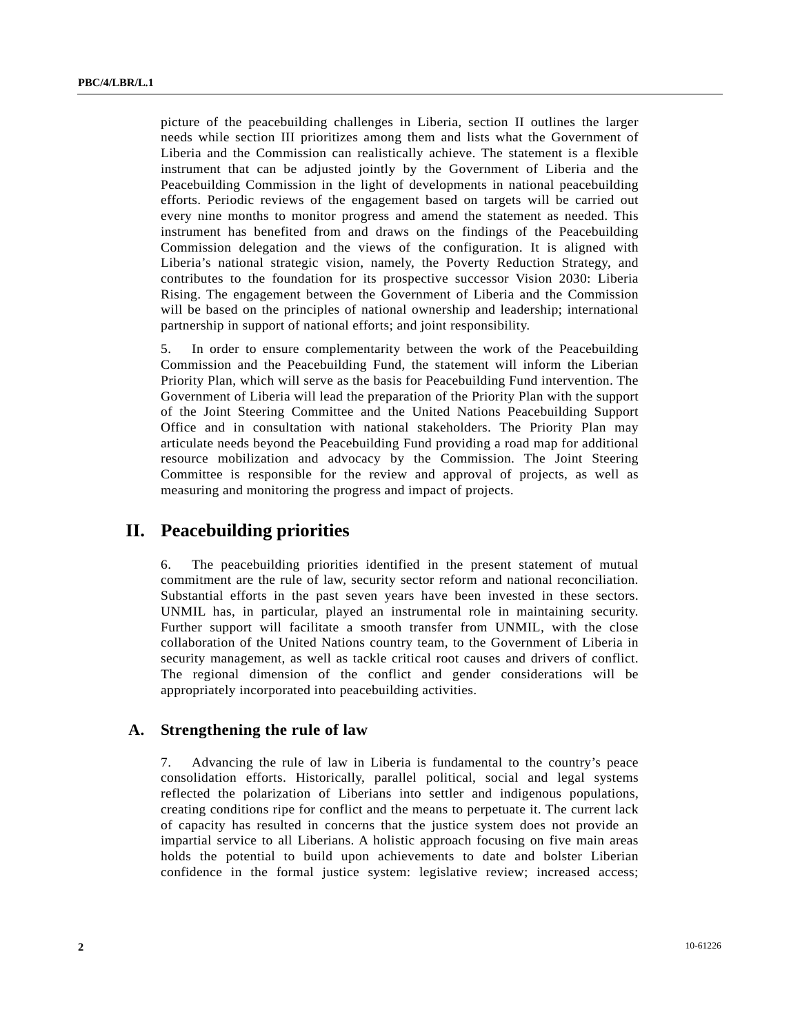picture of the peacebuilding challenges in Liberia, section II outlines the larger needs while section III prioritizes among them and lists what the Government of Liberia and the Commission can realistically achieve. The statement is a flexible instrument that can be adjusted jointly by the Government of Liberia and the Peacebuilding Commission in the light of developments in national peacebuilding efforts. Periodic reviews of the engagement based on targets will be carried out every nine months to monitor progress and amend the statement as needed. This instrument has benefited from and draws on the findings of the Peacebuilding Commission delegation and the views of the configuration. It is aligned with Liberia's national strategic vision, namely, the Poverty Reduction Strategy, and contributes to the foundation for its prospective successor Vision 2030: Liberia Rising. The engagement between the Government of Liberia and the Commission will be based on the principles of national ownership and leadership; international partnership in support of national efforts; and joint responsibility.

5. In order to ensure complementarity between the work of the Peacebuilding Commission and the Peacebuilding Fund, the statement will inform the Liberian Priority Plan, which will serve as the basis for Peacebuilding Fund intervention. The Government of Liberia will lead the preparation of the Priority Plan with the support of the Joint Steering Committee and the United Nations Peacebuilding Support Office and in consultation with national stakeholders. The Priority Plan may articulate needs beyond the Peacebuilding Fund providing a road map for additional resource mobilization and advocacy by the Commission. The Joint Steering Committee is responsible for the review and approval of projects, as well as measuring and monitoring the progress and impact of projects.

## II. Peacebuilding priorities

6. The peacebuilding priorities identified in the present statement of mutual commitment are the rule of law, security sector reform and national reconciliation. Substantial efforts in the past seven years have been invested in these sectors. UNMIL has, in particular, played an instrumental role in maintaining security. Further support will facilitate a smooth transfer from UNMIL, with the close collaboration of the United Nations country team, to the Government of Liberia in security management, as well as tackle critical root causes and drivers of conflict. The regional dimension of the conflict and gender considerations will be appropriately incorporated into peacebuilding activities.

### A. Strengthening the rule of law

7. Advancing the rule of law in Liberia is fundamental to the country's peace consolidation efforts. Historically, parallel political, social and legal systems reflected the polarization of Liberians into settler and indigenous populations, creating conditions ripe for conflict and the means to perpetuate it. The current lack of capacity has resulted in concerns that the justice system does not provide an impartial service to all Liberians. A holistic approach focusing on five main areas holds the potential to build upon achievements to date and bolster Liberian confidence in the formal justice system: legislative review; increased access;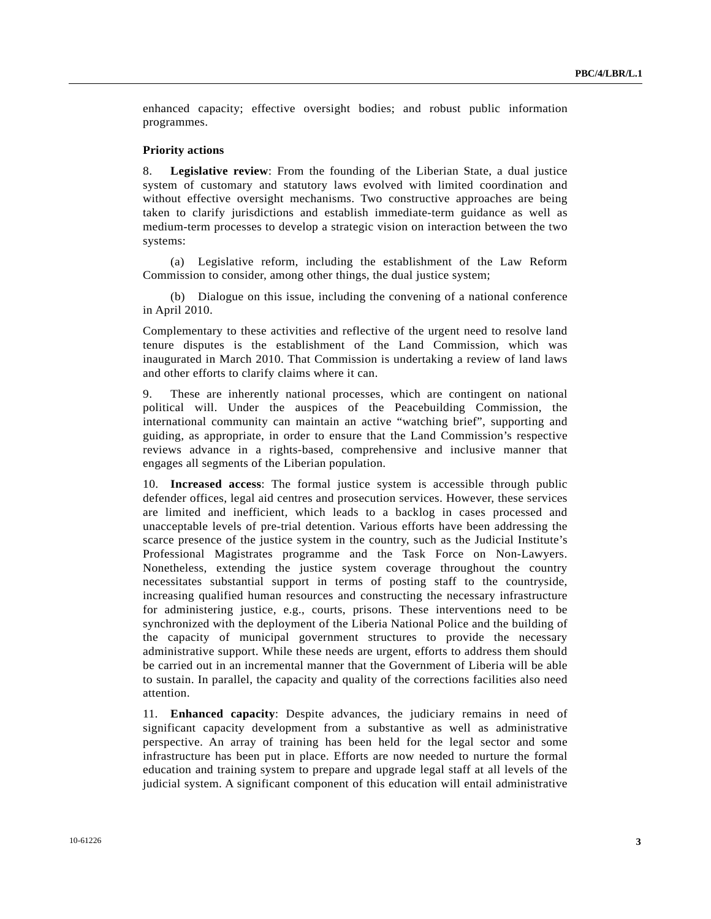enhanced capacity; effective oversight bodies; and robust public information programmes.

**Priority actions**

8. **Legislative review**: From the founding of the Liberian State, a dual justice system of customary and statutory laws evolved with limited coordination and without effective oversight mechanisms. Two constructive approaches are being taken to clarify jurisdictions and establish immediate-term guidance as well as medium-term processes to develop a strategic vision on interaction between the two systems:

(a) Legislative reform, including the establishment of the Law Reform Commission to consider, among other things, the dual justice system;

(b) Dialogue on this issue, including the convening of a national conference in April 2010.

Complementary to these activities and reflective of the urgent need to resolve land tenure disputes is the establishment of the Land Commission, which was inaugurated in March 2010. That Commission is undertaking a review of land laws and other efforts to clarify claims where it can.

9. These are inherently national processes, which are contingent on national political will. Under the auspices of the Peacebuilding Commission, the international community can maintain an active "watching brief", supporting and guiding, as appropriate, in order to ensure that the Land Commission's respective reviews advance in a rights-based, comprehensive and inclusive manner that engages all segments of the Liberian population.

10. **Increased access**: The formal justice system is accessible through public defender offices, legal aid centres and prosecution services. However, these services are limited and inefficient, which leads to a backlog in cases processed and unacceptable levels of pre-trial detention. Various efforts have been addressing the scarce presence of the justice system in the country, such as the Judicial Institute's Professional Magistrates programme and the Task Force on Non-Lawyers. Nonetheless, extending the justice system coverage throughout the country necessitates substantial support in terms of posting staff to the countryside, increasing qualified human resources and constructing the necessary infrastructure for administering justice, e.g., courts, prisons. These interventions need to be synchronized with the deployment of the Liberia National Police and the building of the capacity of municipal government structures to provide the necessary administrative support. While these needs are urgent, efforts to address them should be carried out in an incremental manner that the Government of Liberia will be able to sustain. In parallel, the capacity and quality of the corrections facilities also need attention.

11. **Enhanced capacity**: Despite advances, the judiciary remains in need of significant capacity development from a substantive as well as administrative perspective. An array of training has been held for the legal sector and some infrastructure has been put in place. Efforts are now needed to nurture the formal education and training system to prepare and upgrade legal staff at all levels of the judicial system. A significant component of this education will entail administrative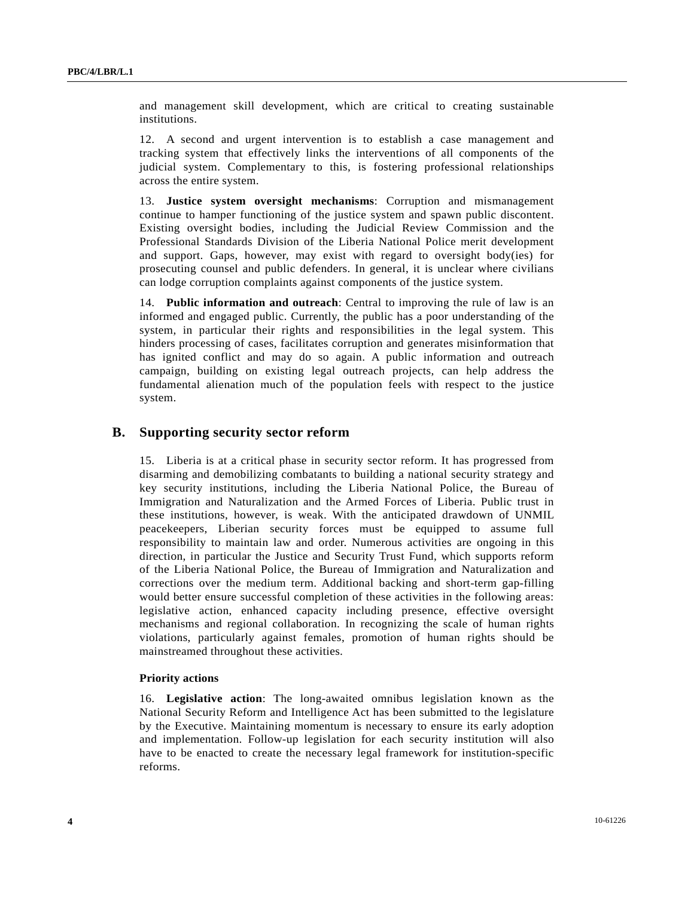and management skill development, which are critical to creating sustainable institutions.

12. A second and urgent intervention is to establish a case management and tracking system that effectively links the interventions of all components of the judicial system. Complementary to this, is fostering professional relationships across the entire system.

13. **Justice system oversight mechanisms**: Corruption and mismanagement continue to hamper functioning of the justice system and spawn public discontent. Existing oversight bodies, including the Judicial Review Commission and the Professional Standards Division of the Liberia National Police merit development and support. Gaps, however, may exist with regard to oversight body(ies) for prosecuting counsel and public defenders. In general, it is unclear where civilians can lodge corruption complaints against components of the justice system.

14. **Public information and outreach**: Central to improving the rule of law is an informed and engaged public. Currently, the public has a poor understanding of the system, in particular their rights and responsibilities in the legal system. This hinders processing of cases, facilitates corruption and generates misinformation that has ignited conflict and may do so again. A public information and outreach campaign, building on existing legal outreach projects, can help address the fundamental alienation much of the population feels with respect to the justice system.

## B. Supporting security sector reform

15. Liberia is at a critical phase in security sector reform. It has progressed from disarming and demobilizing combatants to building a national security strategy and key security institutions, including the Liberia National Police, the Bureau of Immigration and Naturalization and the Armed Forces of Liberia. Public trust in these institutions, however, is weak. With the anticipated drawdown of UNMIL peacekeepers, Liberian security forces must be equipped to assume full responsibility to maintain law and order. Numerous activities are ongoing in this direction, in particular the Justice and Security Trust Fund, which supports reform of the Liberia National Police, the Bureau of Immigration and Naturalization and corrections over the medium term. Additional backing and short-term gap-filling would better ensure successful completion of these activities in the following areas: legislative action, enhanced capacity including presence, effective oversight mechanisms and regional collaboration. In recognizing the scale of human rights violations, particularly against females, promotion of human rights should be mainstreamed throughout these activities.

### Priority actions

16. **Legislative action**: The long-awaited omnibus legislation known as the National Security Reform and Intelligence Act has been submitted to the legislature by the Executive. Maintaining momentum is necessary to ensure its early adoption and implementation. Follow-up legislation for each security institution will also have to be enacted to create the necessary legal framework for institution-specific reforms.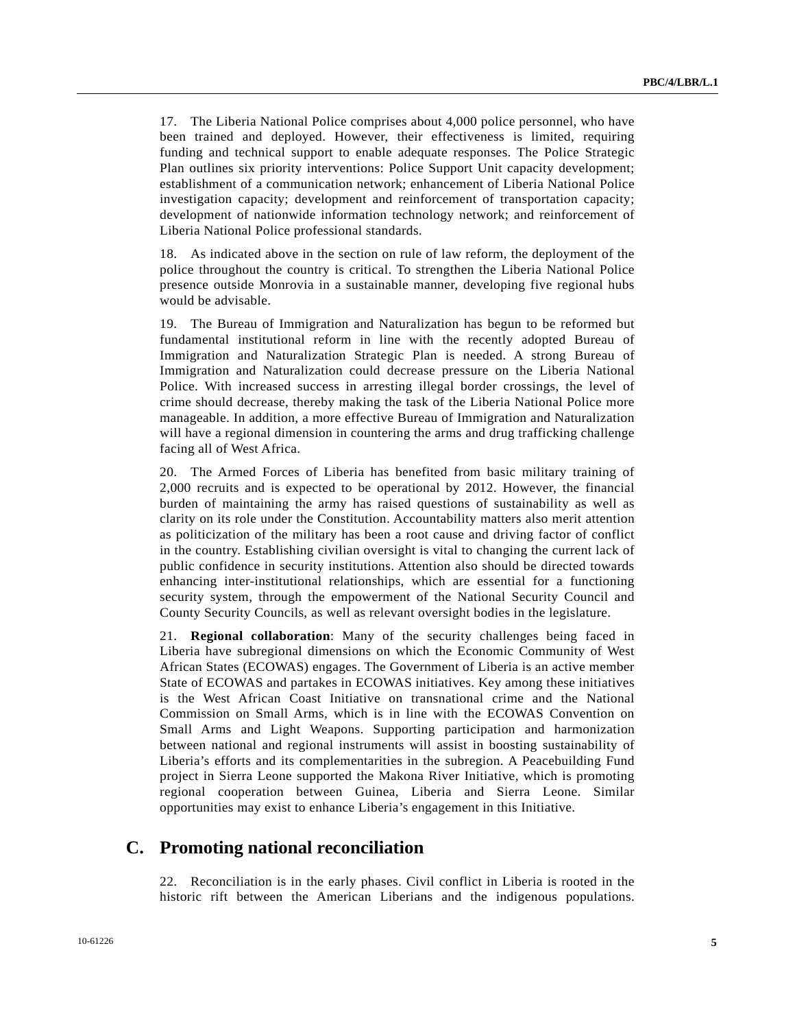17. The Liberia National Police comprises about 4,000 police personnel, who have been trained and deployed. However, their effectiveness is limited, requiring funding and technical support to enable adequate responses. The Police Strategic Plan outlines six priority interventions: Police Support Unit capacity development; establishment of a communication network; enhancement of Liberia National Police investigation capacity; development and reinforcement of transportation capacity; development of nationwide information technology network; and reinforcement of Liberia National Police professional standards.

18. As indicated above in the section on rule of law reform, the deployment of the police throughout the country is critical. To strengthen the Liberia National Police presence outside Monrovia in a sustainable manner, developing five regional hubs would be advisable.

19. The Bureau of Immigration and Naturalization has begun to be reformed but fundamental institutional reform in line with the recently adopted Bureau of Immigration and Naturalization Strategic Plan is needed. A strong Bureau of Immigration and Naturalization could decrease pressure on the Liberia National Police. With increased success in arresting illegal border crossings, the level of crime should decrease, thereby making the task of the Liberia National Police more manageable. In addition, a more effective Bureau of Immigration and Naturalization will have a regional dimension in countering the arms and drug trafficking challenge facing all of West Africa.

20. The Armed Forces of Liberia has benefited from basic military training of 2,000 recruits and is expected to be operational by 2012. However, the financial burden of maintaining the army has raised questions of sustainability as well as clarity on its role under the Constitution. Accountability matters also merit attention as politicization of the military has been a root cause and driving factor of conflict in the country. Establishing civilian oversight is vital to changing the current lack of public confidence in security institutions. Attention also should be directed towards enhancing inter-institutional relationships, which are essential for a functioning security system, through the empowerment of the National Security Council and County Security Councils, as well as relevant oversight bodies in the legislature.

21. **Regional collaboration**: Many of the security challenges being faced in Liberia have subregional dimensions on which the Economic Community of West African States (ECOWAS) engages. The Government of Liberia is an active member State of ECOWAS and partakes in ECOWAS initiatives. Key among these initiatives is the West African Coast Initiative on transnational crime and the National Commission on Small Arms, which is in line with the ECOWAS Convention on Small Arms and Light Weapons. Supporting participation and harmonization between national and regional instruments will assist in boosting sustainability of Liberia's efforts and its complementarities in the subregion. A Peacebuilding Fund project in Sierra Leone supported the Makona River Initiative, which is promoting regional cooperation between Guinea, Liberia and Sierra Leone. Similar opportunities may exist to enhance Liberia's engagement in this Initiative.

## C. Promoting national reconciliation

22. Reconciliation is in the early phases. Civil conflict in Liberia is rooted in the historic rift between the American Liberians and the indigenous populations.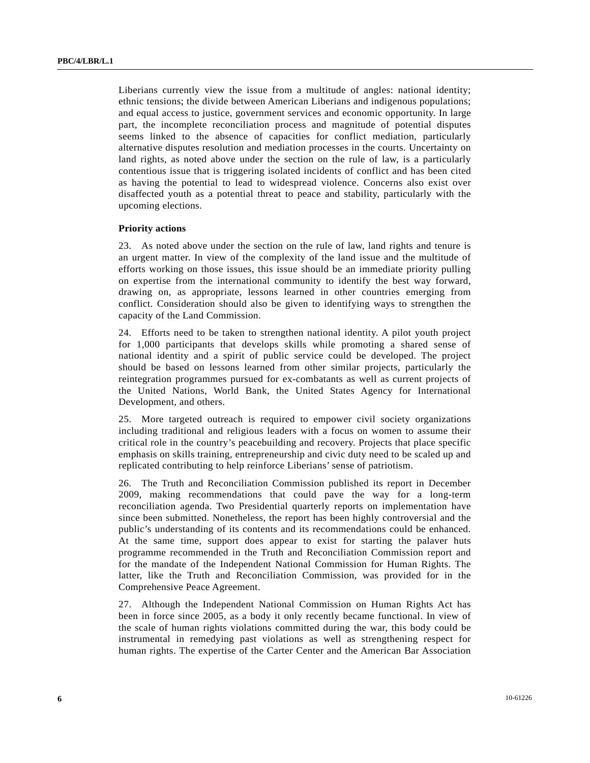Liberians currently view the issue from a multitude of angles: national identity; ethnic tensions; the divide between American Liberians and indigenous populations; and equal access to justice, government services and economic opportunity. In large part, the incomplete reconciliation process and magnitude of potential disputes seems linked to the absence of capacities for conflict mediation, particularly alternative disputes resolution and mediation processes in the courts. Uncertainty on land rights, as noted above under the section on the rule of law, is a particularly contentious issue that is triggering isolated incidents of conflict and has been cited as having the potential to lead to widespread violence. Concerns also exist over disaffected youth as a potential threat to peace and stability, particularly with the upcoming elections.

**Priority actions**

23. As noted above under the section on the rule of law, land rights and tenure is an urgent matter. In view of the complexity of the land issue and the multitude of efforts working on those issues, this issue should be an immediate priority pulling on expertise from the international community to identify the best way forward, drawing on, as appropriate, lessons learned in other countries emerging from conflict. Consideration should also be given to identifying ways to strengthen the capacity of the Land Commission.

24. Efforts need to be taken to strengthen national identity. A pilot youth project for 1,000 participants that develops skills while promoting a shared sense of national identity and a spirit of public service could be developed. The project should be based on lessons learned from other similar projects, particularly the reintegration programmes pursued for ex-combatants as well as current projects of the United Nations, World Bank, the United States Agency for International Development, and others.

25. More targeted outreach is required to empower civil society organizations including traditional and religious leaders with a focus on women to assume their critical role in the country's peacebuilding and recovery. Projects that place specific emphasis on skills training, entrepreneurship and civic duty need to be scaled up and replicated contributing to help reinforce Liberians' sense of patriotism.

26. The Truth and Reconciliation Commission published its report in December 2009, making recommendations that could pave the way for a long-term reconciliation agenda. Two Presidential quarterly reports on implementation have since been submitted. Nonetheless, the report has been highly controversial and the public's understanding of its contents and its recommendations could be enhanced. At the same time, support does appear to exist for starting the palaver huts programme recommended in the Truth and Reconciliation Commission report and for the mandate of the Independent National Commission for Human Rights. The latter, like the Truth and Reconciliation Commission, was provided for in the Comprehensive Peace Agreement.

27. Although the Independent National Commission on Human Rights Act has been in force since 2005, as a body it only recently became functional. In view of the scale of human rights violations committed during the war, this body could be instrumental in remedying past violations as well as strengthening respect for human rights. The expertise of the Carter Center and the American Bar Association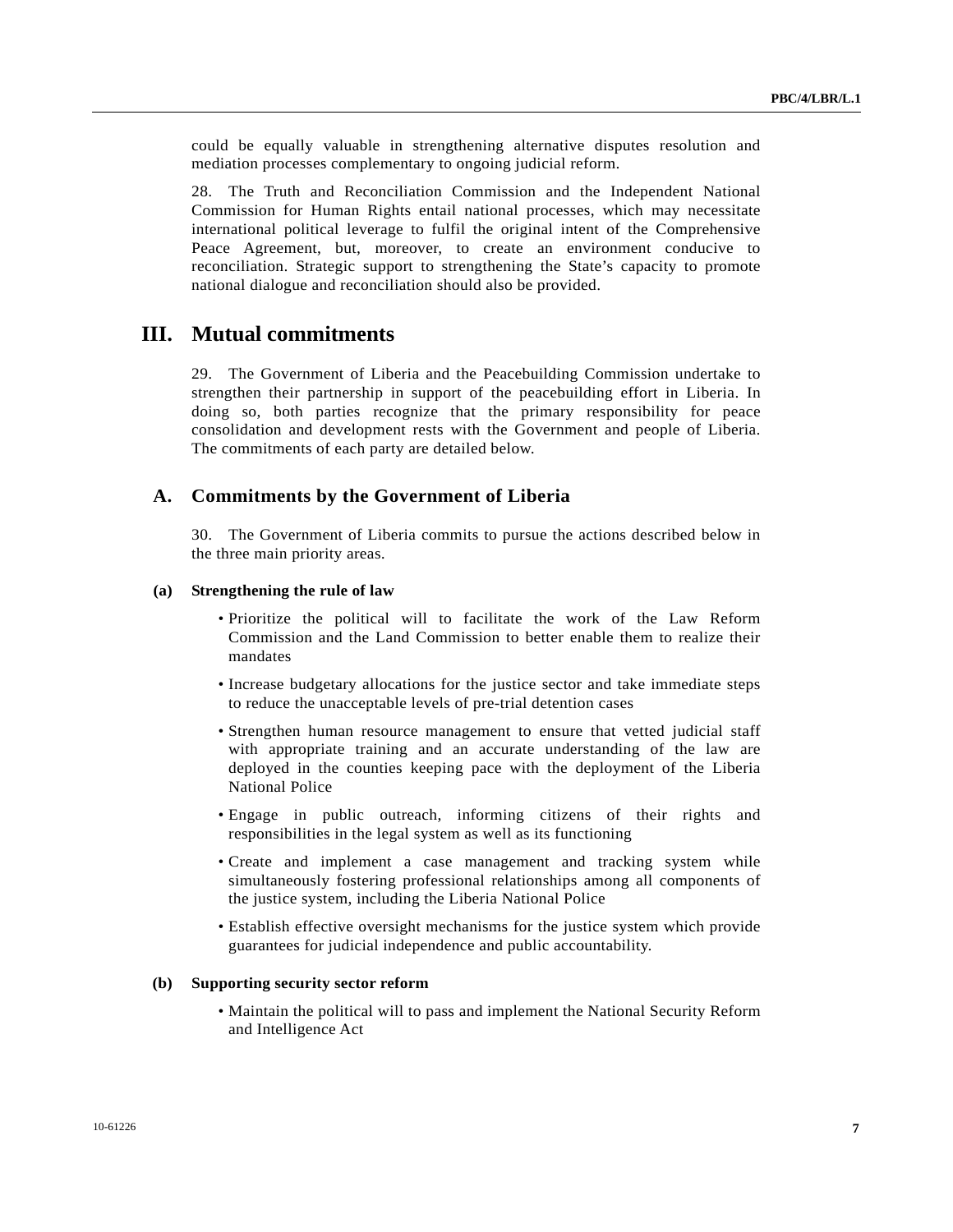could be equally valuable in strengthening alternative disputes resolution and mediation processes complementary to ongoing judicial reform.

28. The Truth and Reconciliation Commission and the Independent National Commission for Human Rights entail national processes, which may necessitate international political leverage to fulfil the original intent of the Comprehensive Peace Agreement, but, moreover, to create an environment conducive to reconciliation. Strategic support to strengthening the State's capacity to promote national dialogue and reconciliation should also be provided.

# III. Mutual commitments

29. The Government of Liberia and the Peacebuilding Commission undertake to strengthen their partnership in support of the peacebuilding effort in Liberia. In doing so, both parties recognize that the primary responsibility for peace consolidation and development rests with the Government and people of Liberia. The commitments of each party are detailed below.

## A. Commitments by the Government of Liberia

30. The Government of Liberia commits to pursue the actions described below in the three main priority areas.

### (a) Strengthening the rule of law

- Prioritize the political will to facilitate the work of the Law Reform Commission and the Land Commission to better enable them to realize their mandates
- Increase budgetary allocations for the justice sector and take immediate steps to reduce the unacceptable levels of pre-trial detention cases
- Strengthen human resource management to ensure that vetted judicial staff with appropriate training and an accurate understanding of the law are deployed in the counties keeping pace with the deployment of the Liberia National Police
- Engage in public outreach, informing citizens of their rights and responsibilities in the legal system as well as its functioning
- Create and implement a case management and tracking system while simultaneously fostering professional relationships among all components of the justice system, including the Liberia National Police
- Establish effective oversight mechanisms for the justice system which provide guarantees for judicial independence and public accountability.

### (b) Supporting security sector reform

- Maintain the political will to pass and implement the National Security Reform and Intelligence Act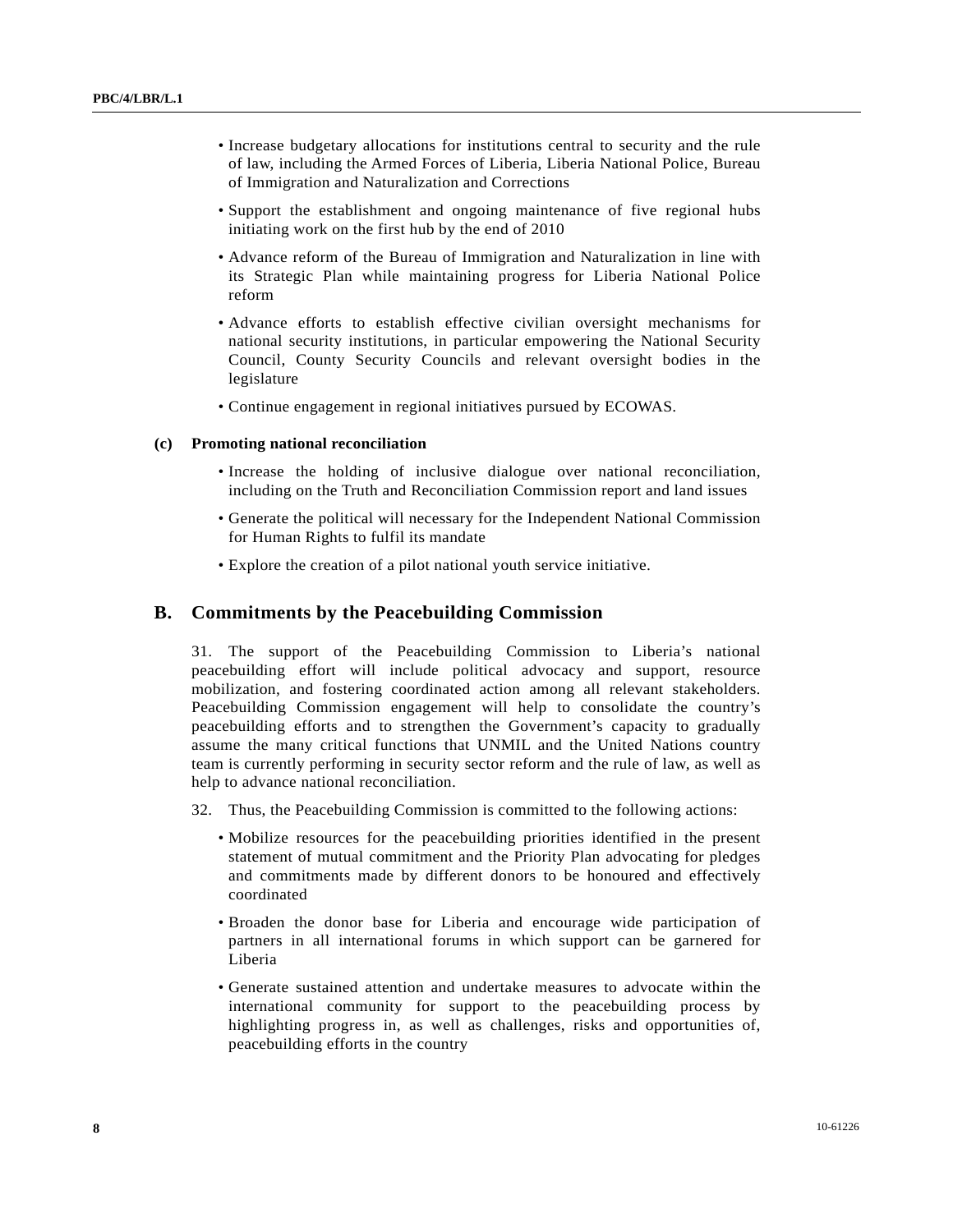- Increase budgetary allocations for institutions central to security and the rule of law, including the Armed Forces of Liberia, Liberia National Police, Bureau of Immigration and Naturalization and Corrections
- Support the establishment and ongoing maintenance of five regional hubs initiating work on the first hub by the end of 2010
- Advance reform of the Bureau of Immigration and Naturalization in line with its Strategic Plan while maintaining progress for Liberia National Police reform
- Advance efforts to establish effective civilian oversight mechanisms for national security institutions, in particular empowering the National Security Council, County Security Councils and relevant oversight bodies in the legislature
- Continue engagement in regional initiatives pursued by ECOWAS.

### (c) Promoting national reconciliation

- Increase the holding of inclusive dialogue over national reconciliation, including on the Truth and Reconciliation Commission report and land issues
- Generate the political will necessary for the Independent National Commission for Human Rights to fulfil its mandate
- Explore the creation of a pilot national youth service initiative.

## B. Commitments by the Peacebuilding Commission

31. The support of the Peacebuilding Commission to Liberia's national peacebuilding effort will include political advocacy and support, resource mobilization, and fostering coordinated action among all relevant stakeholders. Peacebuilding Commission engagement will help to consolidate the country's peacebuilding efforts and to strengthen the Government's capacity to gradually assume the many critical functions that UNMIL and the United Nations country team is currently performing in security sector reform and the rule of law, as well as help to advance national reconciliation.

32. Thus, the Peacebuilding Commission is committed to the following actions:

- Mobilize resources for the peacebuilding priorities identified in the present statement of mutual commitment and the Priority Plan advocating for pledges and commitments made by different donors to be honoured and effectively coordinated
- Broaden the donor base for Liberia and encourage wide participation of partners in all international forums in which support can be garnered for Liberia
- Generate sustained attention and undertake measures to advocate within the international community for support to the peacebuilding process by highlighting progress in, as well as challenges, risks and opportunities of, peacebuilding efforts in the country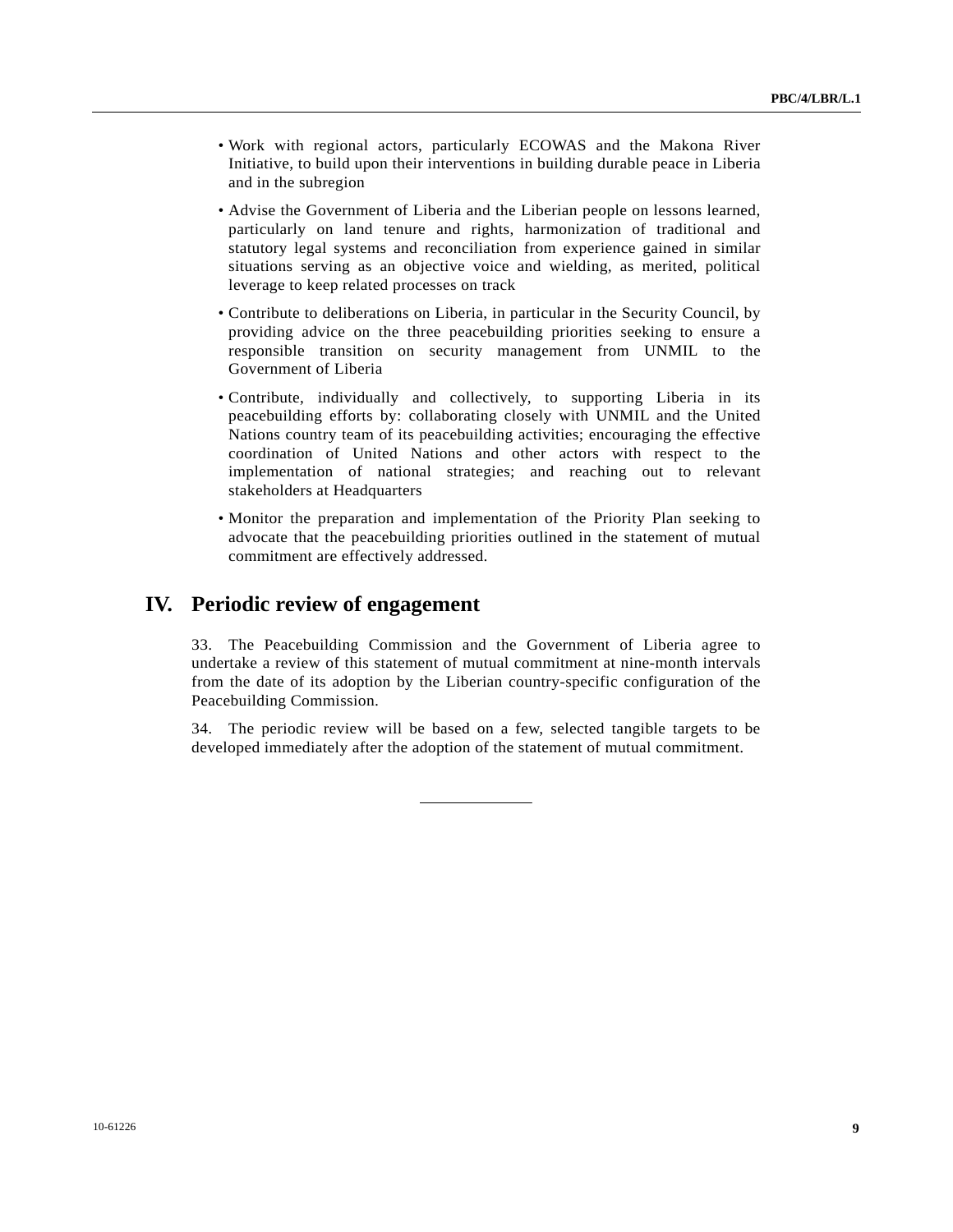- Work with regional actors, particularly ECOWAS and the Makona River Initiative, to build upon their interventions in building durable peace in Liberia and in the subregion
- Advise the Government of Liberia and the Liberian people on lessons learned, particularly on land tenure and rights, harmonization of traditional and statutory legal systems and reconciliation from experience gained in similar situations serving as an objective voice and wielding, as merited, political leverage to keep related processes on track
- Contribute to deliberations on Liberia, in particular in the Security Council, by providing advice on the three peacebuilding priorities seeking to ensure a responsible transition on security management from UNMIL to the Government of Liberia
- Contribute, individually and collectively, to supporting Liberia in its peacebuilding efforts by: collaborating closely with UNMIL and the United Nations country team of its peacebuilding activities; encouraging the effective coordination of United Nations and other actors with respect to the implementation of national strategies; and reaching out to relevant stakeholders at Headquarters
- Monitor the preparation and implementation of the Priority Plan seeking to advocate that the peacebuilding priorities outlined in the statement of mutual commitment are effectively addressed.

# IV. Periodic review of engagement

33. The Peacebuilding Commission and the Government of Liberia agree to undertake a review of this statement of mutual commitment at nine-month intervals from the date of its adoption by the Liberian country-specific configuration of the Peacebuilding Commission.

34. The periodic review will be based on a few, selected tangible targets to be developed immediately after the adoption of the statement of mutual commitment.